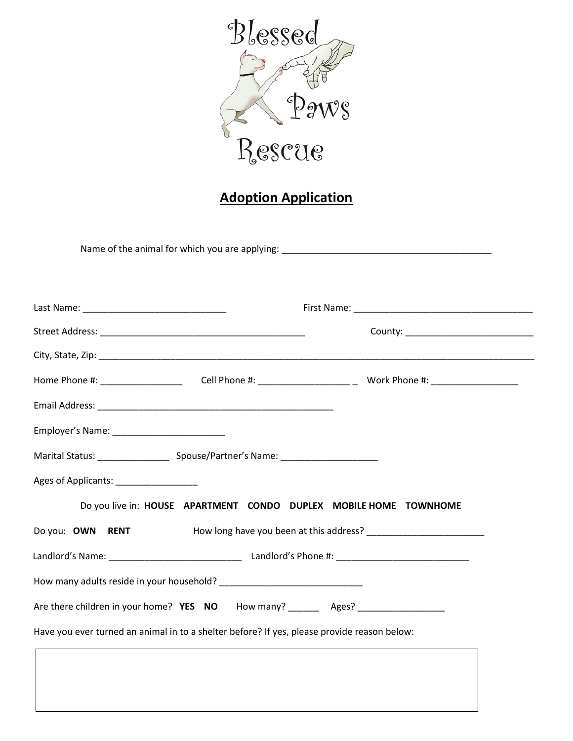Blessed Paws Rescue

## Adoption Application

Name of the animal for which you are applying: ___________________________________________

Last Name: _____________________________ First Name: _____________________________________

Street Address: __________________________________________ County: __________________________

City, State, Zip: _____________________________________________________________________________________________

Home Phone #: ________________ Cell Phone #: __________________ _ Work Phone #: _________________

Email Address: ________________________________________________

Employer's Name: ______________________

Marital Status: ______________ Spouse/Partner's Name: ___________________

Ages of Applicants: ________________

Do you live in: **HOUSE APARTMENT CONDO DUPLEX MOBILE HOME TOWNHOME**

Do you: **OWN RENT** How long have you been at this address? _______________________

Landlord's Name: __________________________ Landlord's Phone #: __________________________

How many adults reside in your household? ____________________________

Are there children in your home? **YES NO** How many? ______ Ages? _________________

Have you ever turned an animal in to a shelter before? If yes, please provide reason below: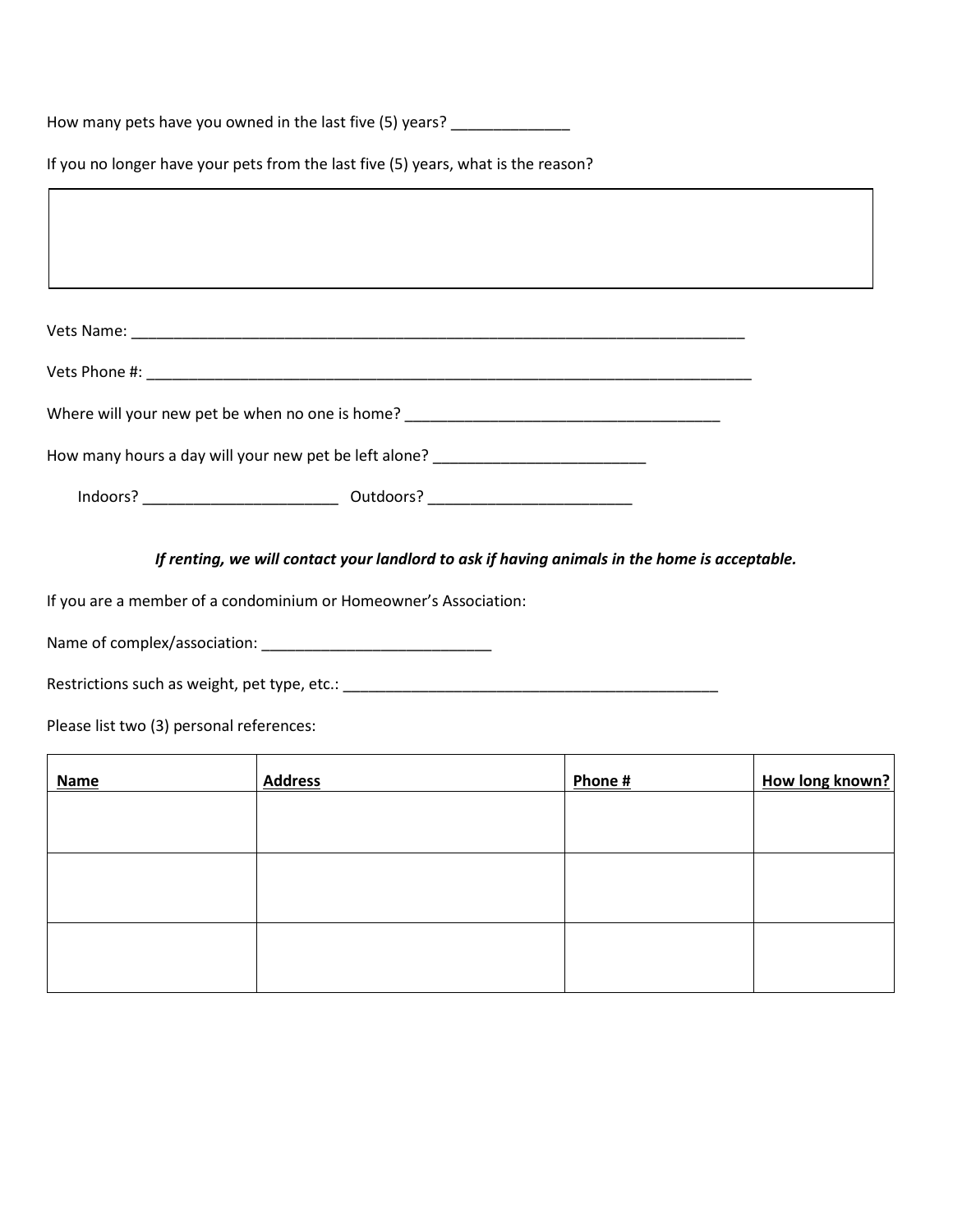How many pets have you owned in the last five (5) years? ______________

If you no longer have your pets from the last five (5) years, what is the reason?

| |
|---|
| |

Vets Name: ____________________________________________________________________________

Vets Phone #: __________________________________________________________________________

Where will your new pet be when no one is home? ______________________________________

How many hours a day will your new pet be left alone? __________________________

Indoors? ________________________ Outdoors? _________________________

***If renting, we will contact your landlord to ask if having animals in the home is acceptable.***

If you are a member of a condominium or Homeowner's Association:

Name of complex/association: ____________________________

Restrictions such as weight, pet type, etc.: _______________________________________________

Please list two (3) personal references:

| Name | Address | Phone # | How long known? |
|---|---|---|---|
| | | | |
| | | | |
| | | | |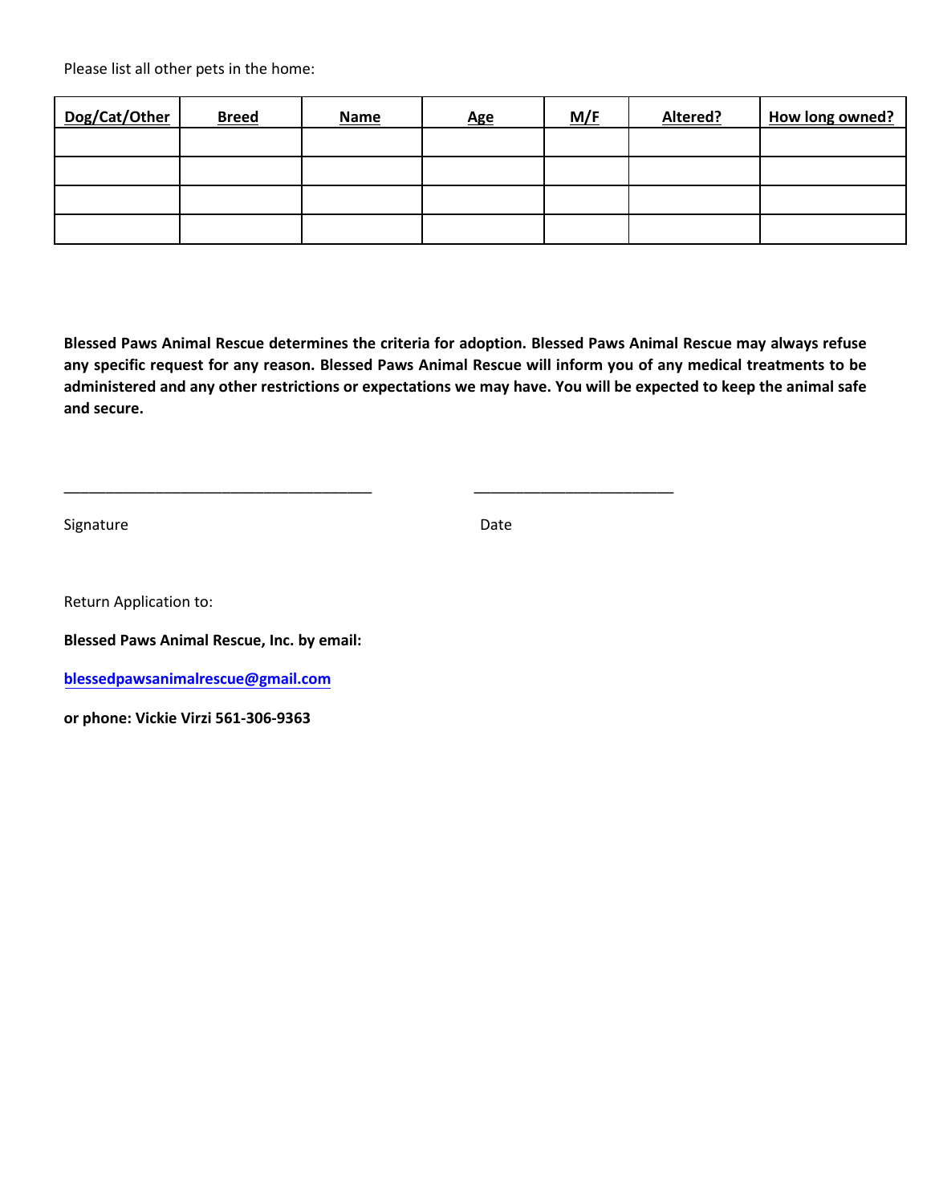Please list all other pets in the home:

| Dog/Cat/Other | Breed | Name | Age | M/F | Altered? | How long owned? |
|---|---|---|---|---|---|---|
| | | | | | | |
| | | | | | | |
| | | | | | | |
| | | | | | | |

**Blessed Paws Animal Rescue determines the criteria for adoption. Blessed Paws Animal Rescue may always refuse any specific request for any reason. Blessed Paws Animal Rescue will inform you of any medical treatments to be administered and any other restrictions or expectations we may have. You will be expected to keep the animal safe and secure.**

\_\_\_\_\_\_\_\_\_\_\_\_\_\_\_\_\_\_\_\_\_\_\_\_\_\_\_\_\_\_\_\_\_\_\_\_\_\_ \_\_\_\_\_\_\_\_\_\_\_\_\_\_\_\_\_\_\_\_\_\_\_\_\_

Signature Date

Return Application to:

**Blessed Paws Animal Rescue, Inc. by email:**

**blessedpawsanimalrescue@gmail.com**

**or phone: Vickie Virzi 561-306-9363**